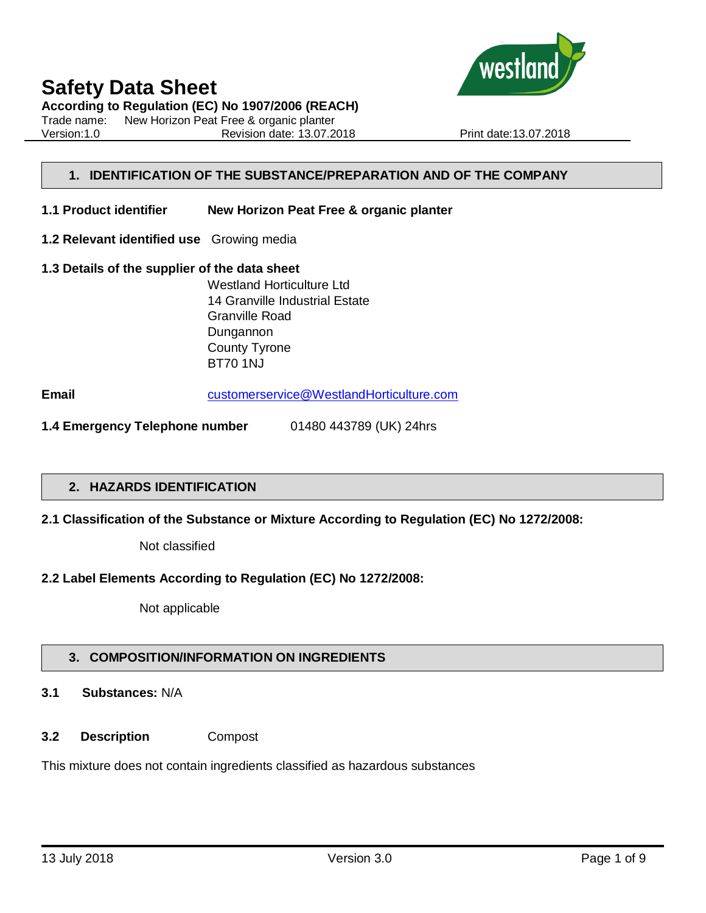# Safety Data Sheet

**According to Regulation (EC) No 1907/2006 (REACH)**

Trade name: New Horizon Peat Free & organic planter

Version:1.0 Revision date: 13.07.2018 Print date:13.07.2018

## 1. IDENTIFICATION OF THE SUBSTANCE/PREPARATION AND OF THE COMPANY

**1.1 Product identifier** **New Horizon Peat Free & organic planter**

**1.2 Relevant identified use** Growing media

**1.3 Details of the supplier of the data sheet**

Westland Horticulture Ltd
14 Granville Industrial Estate
Granville Road
Dungannon
County Tyrone
BT70 1NJ

**Email** customerservice@WestlandHorticulture.com

**1.4 Emergency Telephone number** 01480 443789 (UK) 24hrs

## 2. HAZARDS IDENTIFICATION

**2.1 Classification of the Substance or Mixture According to Regulation (EC) No 1272/2008:**

Not classified

**2.2 Label Elements According to Regulation (EC) No 1272/2008:**

Not applicable

## 3. COMPOSITION/INFORMATION ON INGREDIENTS

**3.1 Substances:** N/A

**3.2 Description** Compost

This mixture does not contain ingredients classified as hazardous substances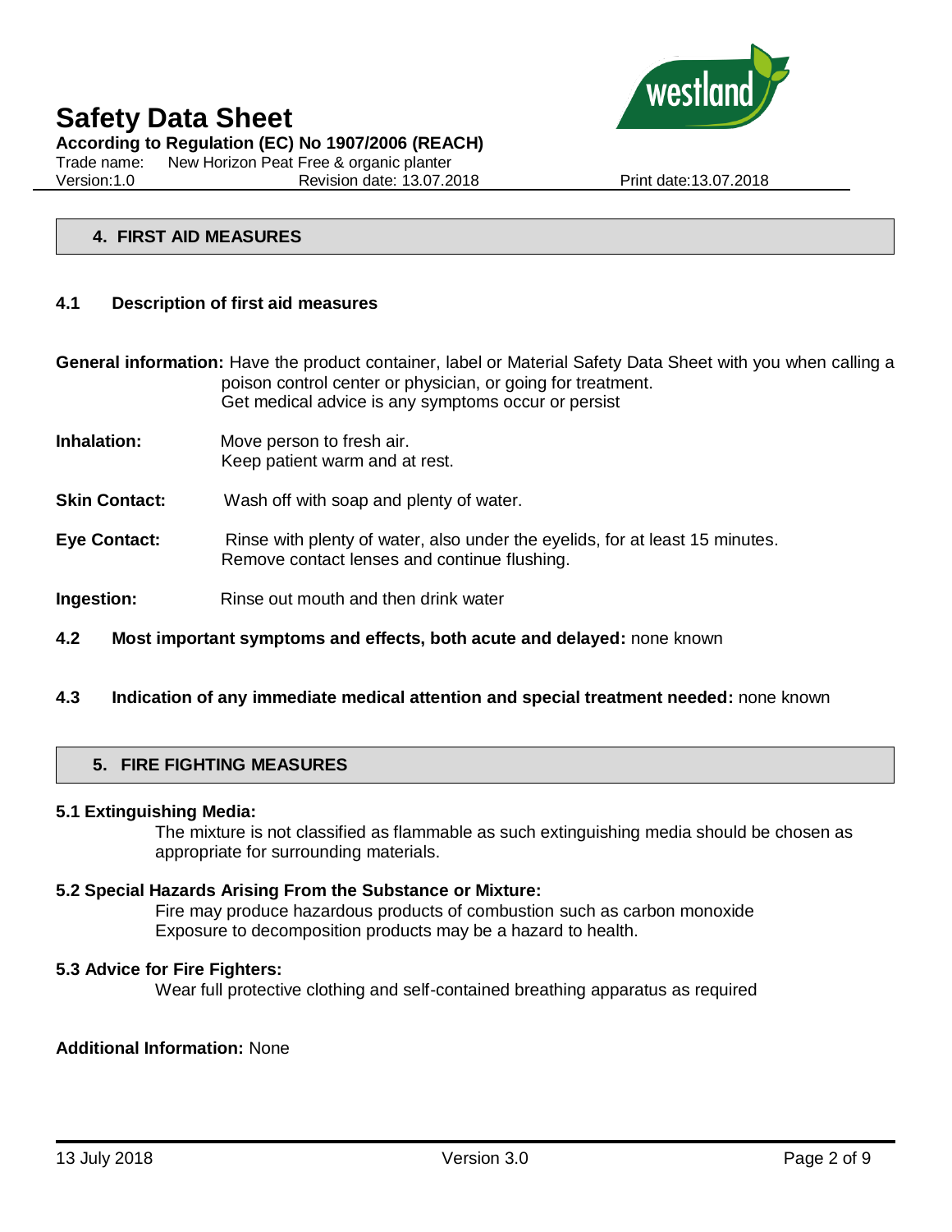## 4. FIRST AID MEASURES

### 4.1 Description of first aid measures

**General information:** Have the product container, label or Material Safety Data Sheet with you when calling a poison control center or physician, or going for treatment.
Get medical advice is any symptoms occur or persist

**Inhalation:** Move person to fresh air.
Keep patient warm and at rest.

**Skin Contact:** Wash off with soap and plenty of water.

**Eye Contact:** Rinse with plenty of water, also under the eyelids, for at least 15 minutes.
Remove contact lenses and continue flushing.

**Ingestion:** Rinse out mouth and then drink water

### 4.2 Most important symptoms and effects, both acute and delayed: none known

### 4.3 Indication of any immediate medical attention and special treatment needed: none known

## 5. FIRE FIGHTING MEASURES

**5.1 Extinguishing Media:**

The mixture is not classified as flammable as such extinguishing media should be chosen as appropriate for surrounding materials.

**5.2 Special Hazards Arising From the Substance or Mixture:**

Fire may produce hazardous products of combustion such as carbon monoxide
Exposure to decomposition products may be a hazard to health.

**5.3 Advice for Fire Fighters:**

Wear full protective clothing and self-contained breathing apparatus as required

**Additional Information:** None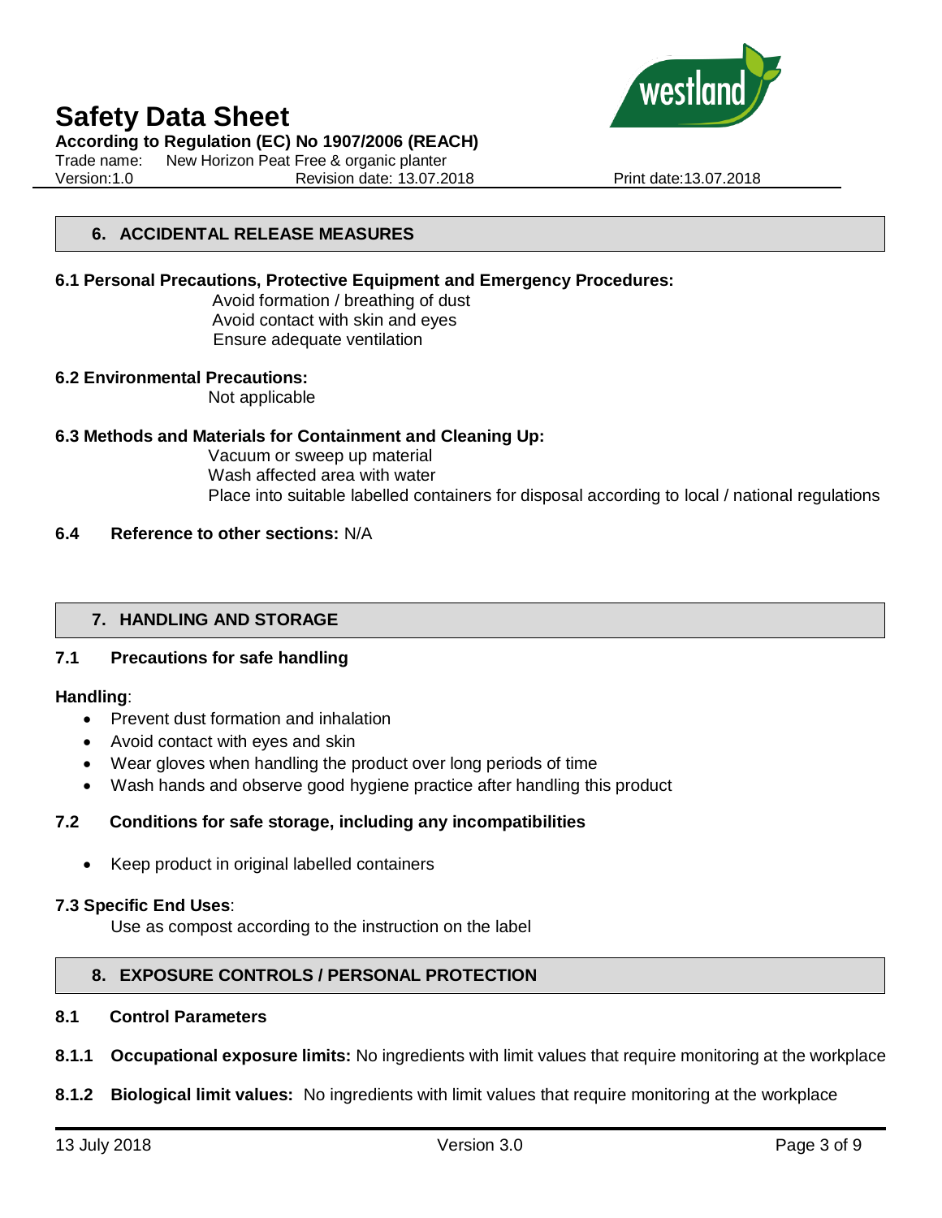## 6. ACCIDENTAL RELEASE MEASURES

**6.1 Personal Precautions, Protective Equipment and Emergency Procedures:**

Avoid formation / breathing of dust
Avoid contact with skin and eyes
Ensure adequate ventilation

**6.2 Environmental Precautions:**

Not applicable

**6.3 Methods and Materials for Containment and Cleaning Up:**

Vacuum or sweep up material
Wash affected area with water
Place into suitable labelled containers for disposal according to local / national regulations

**6.4 Reference to other sections:** N/A

## 7. HANDLING AND STORAGE

**7.1 Precautions for safe handling**

**Handling**:

- Prevent dust formation and inhalation
- Avoid contact with eyes and skin
- Wear gloves when handling the product over long periods of time
- Wash hands and observe good hygiene practice after handling this product

**7.2 Conditions for safe storage, including any incompatibilities**

- Keep product in original labelled containers

**7.3 Specific End Uses**:

Use as compost according to the instruction on the label

## 8. EXPOSURE CONTROLS / PERSONAL PROTECTION

**8.1 Control Parameters**

**8.1.1 Occupational exposure limits:** No ingredients with limit values that require monitoring at the workplace

**8.1.2 Biological limit values:** No ingredients with limit values that require monitoring at the workplace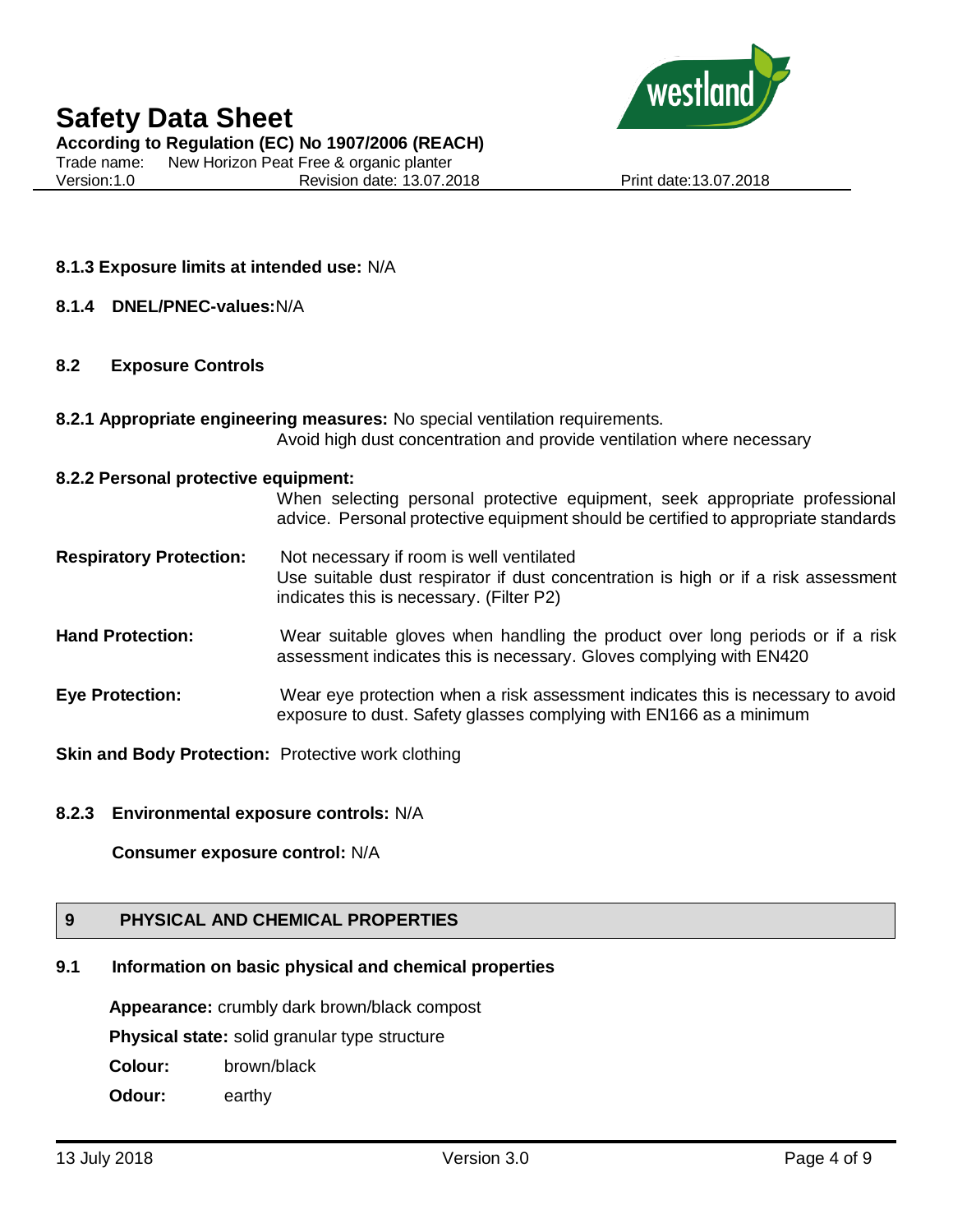**8.1.3 Exposure limits at intended use:** N/A

**8.1.4 DNEL/PNEC-values:** N/A

## 8.2 Exposure Controls

**8.2.1 Appropriate engineering measures:** No special ventilation requirements.
Avoid high dust concentration and provide ventilation where necessary

**8.2.2 Personal protective equipment:**
When selecting personal protective equipment, seek appropriate professional advice. Personal protective equipment should be certified to appropriate standards

**Respiratory Protection:** Not necessary if room is well ventilated
Use suitable dust respirator if dust concentration is high or if a risk assessment indicates this is necessary. (Filter P2)

**Hand Protection:** Wear suitable gloves when handling the product over long periods or if a risk assessment indicates this is necessary. Gloves complying with EN420

**Eye Protection:** Wear eye protection when a risk assessment indicates this is necessary to avoid exposure to dust. Safety glasses complying with EN166 as a minimum

**Skin and Body Protection:** Protective work clothing

**8.2.3 Environmental exposure controls:** N/A

**Consumer exposure control:** N/A

# 9 PHYSICAL AND CHEMICAL PROPERTIES

## 9.1 Information on basic physical and chemical properties

**Appearance:** crumbly dark brown/black compost

**Physical state:** solid granular type structure

**Colour:** brown/black

**Odour:** earthy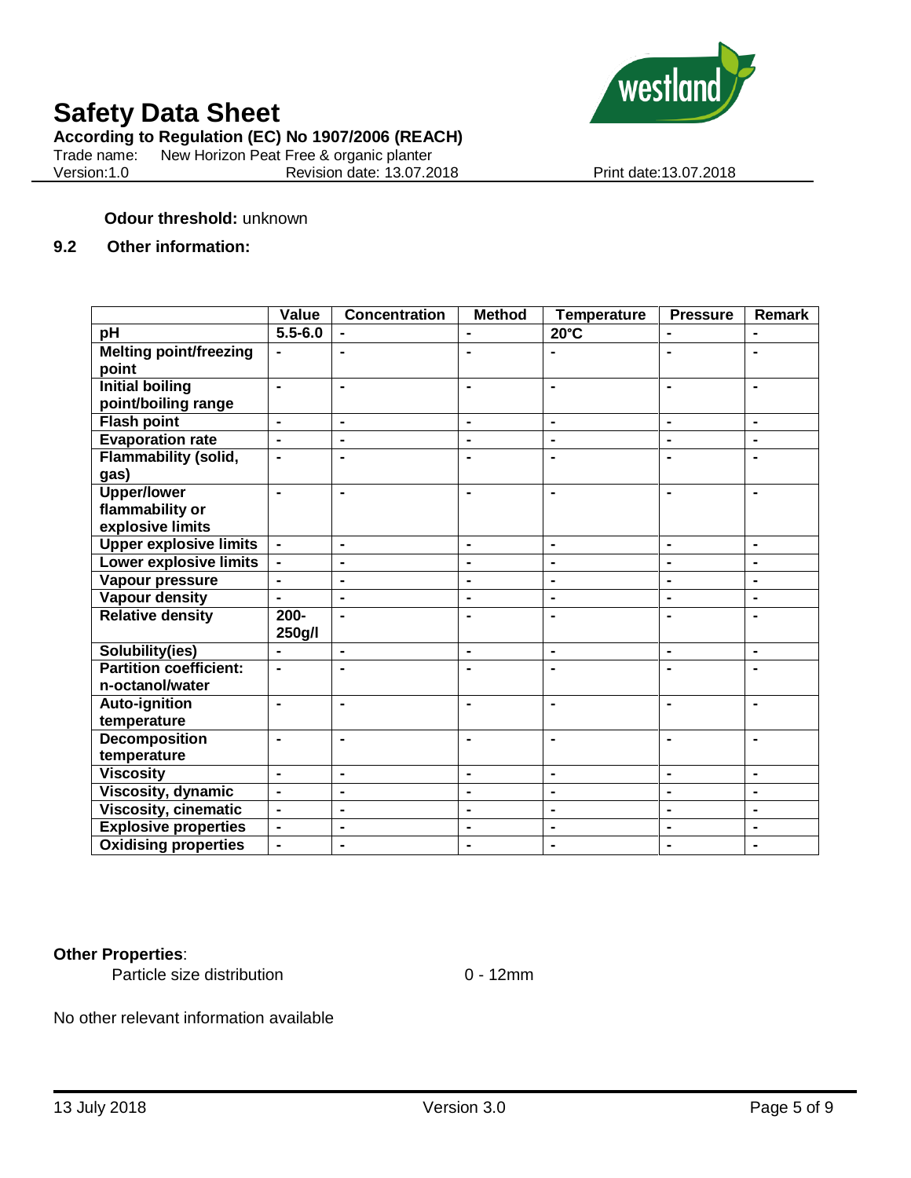**Odour threshold:** unknown

**9.2 Other information:**

| | Value | Concentration | Method | Temperature | Pressure | Remark |
|---|---|---|---|---|---|---|
| **pH** | **5.5-6.0** | **-** | **-** | **20°C** | **-** | **-** |
| **Melting point/freezing point** | **-** | **-** | **-** | **-** | **-** | **-** |
| **Initial boiling point/boiling range** | **-** | **-** | **-** | **-** | **-** | **-** |
| **Flash point** | **-** | **-** | **-** | **-** | **-** | **-** |
| **Evaporation rate** | **-** | **-** | **-** | **-** | **-** | **-** |
| **Flammability (solid, gas)** | **-** | **-** | **-** | **-** | **-** | **-** |
| **Upper/lower flammability or explosive limits** | **-** | **-** | **-** | **-** | **-** | **-** |
| **Upper explosive limits** | **-** | **-** | **-** | **-** | **-** | **-** |
| **Lower explosive limits** | **-** | **-** | **-** | **-** | **-** | **-** |
| **Vapour pressure** | **-** | **-** | **-** | **-** | **-** | **-** |
| **Vapour density** | **-** | **-** | **-** | **-** | **-** | **-** |
| **Relative density** | **200-250g/l** | **-** | **-** | **-** | **-** | **-** |
| **Solubility(ies)** | **-** | **-** | **-** | **-** | **-** | **-** |
| **Partition coefficient: n-octanol/water** | **-** | **-** | **-** | **-** | **-** | **-** |
| **Auto-ignition temperature** | **-** | **-** | **-** | **-** | **-** | **-** |
| **Decomposition temperature** | **-** | **-** | **-** | **-** | **-** | **-** |
| **Viscosity** | **-** | **-** | **-** | **-** | **-** | **-** |
| **Viscosity, dynamic** | **-** | **-** | **-** | **-** | **-** | **-** |
| **Viscosity, cinematic** | **-** | **-** | **-** | **-** | **-** | **-** |
| **Explosive properties** | **-** | **-** | **-** | **-** | **-** | **-** |
| **Oxidising properties** | **-** | **-** | **-** | **-** | **-** | **-** |

**Other Properties**:

Particle size distribution 0 - 12mm

No other relevant information available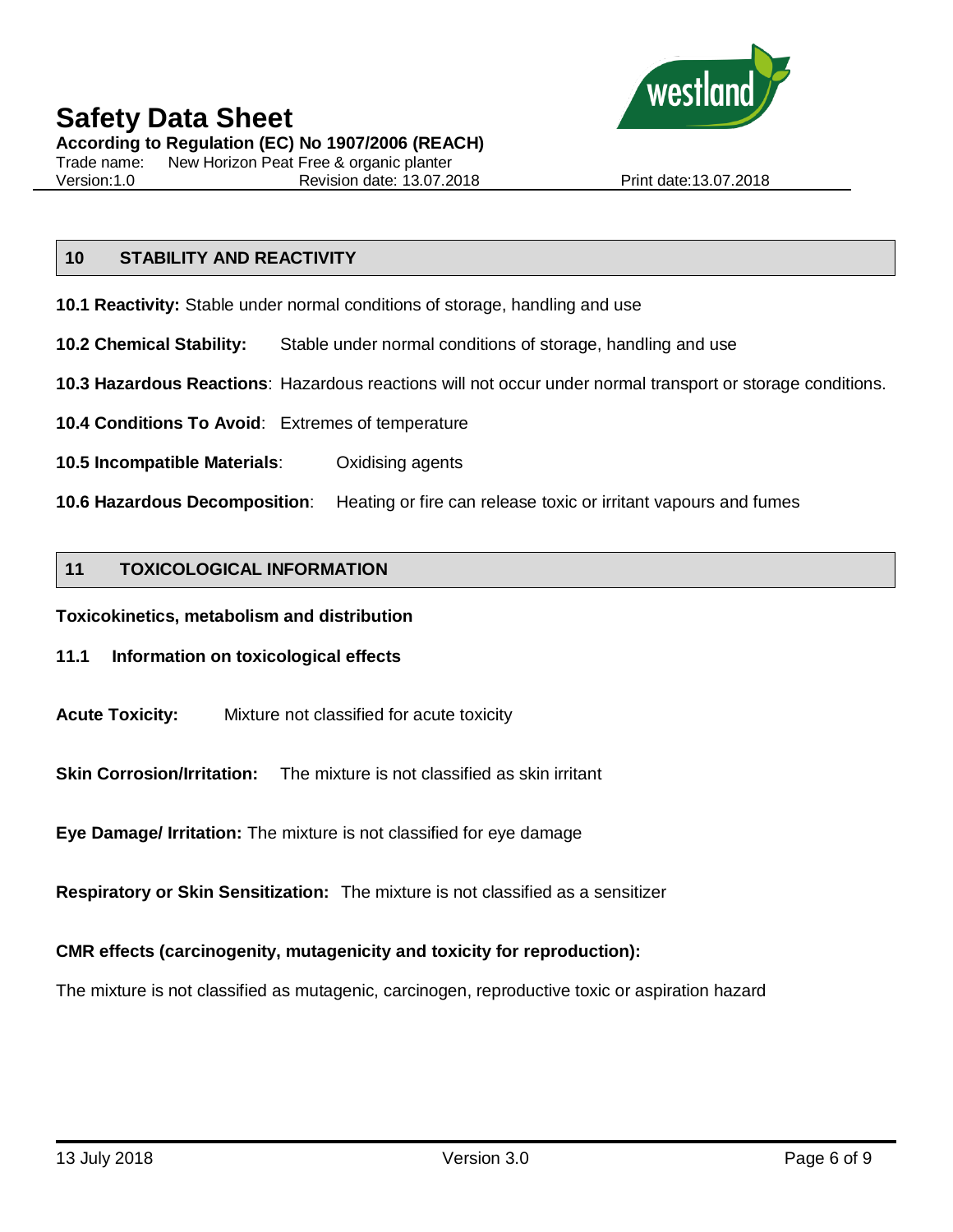## 10 STABILITY AND REACTIVITY

**10.1 Reactivity:** Stable under normal conditions of storage, handling and use

**10.2 Chemical Stability:** Stable under normal conditions of storage, handling and use

**10.3 Hazardous Reactions**: Hazardous reactions will not occur under normal transport or storage conditions.

**10.4 Conditions To Avoid**: Extremes of temperature

**10.5 Incompatible Materials**: Oxidising agents

**10.6 Hazardous Decomposition**: Heating or fire can release toxic or irritant vapours and fumes

## 11 TOXICOLOGICAL INFORMATION

**Toxicokinetics, metabolism and distribution**

### 11.1 Information on toxicological effects

**Acute Toxicity:** Mixture not classified for acute toxicity

**Skin Corrosion/Irritation:** The mixture is not classified as skin irritant

**Eye Damage/ Irritation:** The mixture is not classified for eye damage

**Respiratory or Skin Sensitization:** The mixture is not classified as a sensitizer

**CMR effects (carcinogenity, mutagenicity and toxicity for reproduction):**

The mixture is not classified as mutagenic, carcinogen, reproductive toxic or aspiration hazard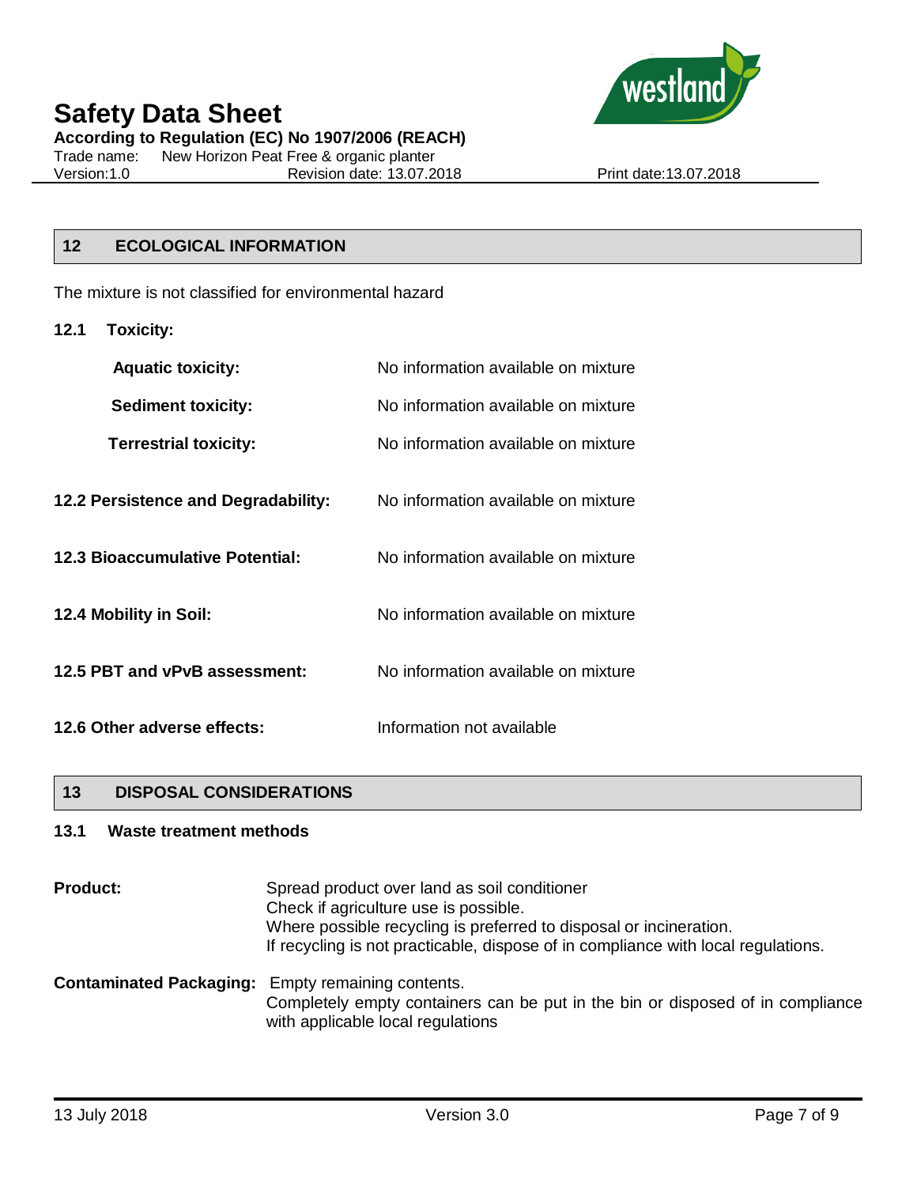## 12 ECOLOGICAL INFORMATION

The mixture is not classified for environmental hazard

### 12.1 Toxicity:

**Aquatic toxicity:** No information available on mixture

**Sediment toxicity:** No information available on mixture

**Terrestrial toxicity:** No information available on mixture

**12.2 Persistence and Degradability:** No information available on mixture

**12.3 Bioaccumulative Potential:** No information available on mixture

**12.4 Mobility in Soil:** No information available on mixture

**12.5 PBT and vPvB assessment:** No information available on mixture

**12.6 Other adverse effects:** Information not available

## 13 DISPOSAL CONSIDERATIONS

### 13.1 Waste treatment methods

**Product:** Spread product over land as soil conditioner
Check if agriculture use is possible.
Where possible recycling is preferred to disposal or incineration.
If recycling is not practicable, dispose of in compliance with local regulations.

**Contaminated Packaging:** Empty remaining contents.
Completely empty containers can be put in the bin or disposed of in compliance with applicable local regulations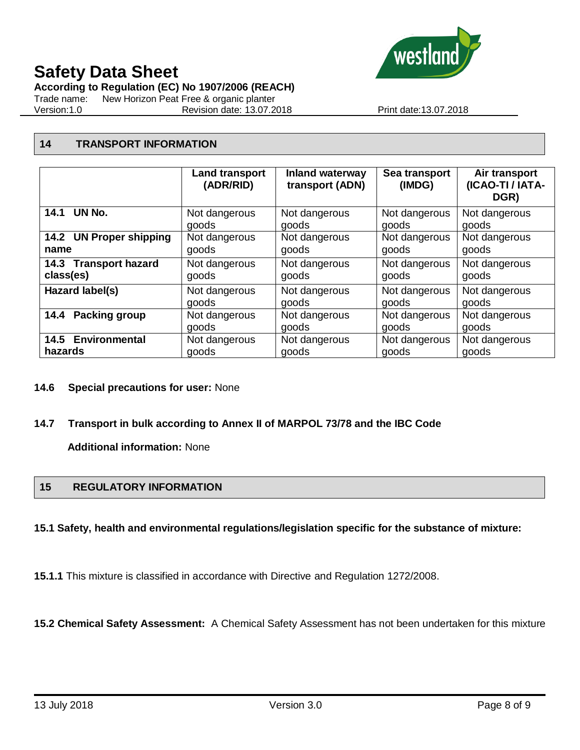## 14 TRANSPORT INFORMATION

| | Land transport (ADR/RID) | Inland waterway transport (ADN) | Sea transport (IMDG) | Air transport (ICAO-TI / IATA-DGR) |
|---|---|---|---|---|
| **14.1 UN No.** | Not dangerous goods | Not dangerous goods | Not dangerous goods | Not dangerous goods |
| **14.2 UN Proper shipping name** | Not dangerous goods | Not dangerous goods | Not dangerous goods | Not dangerous goods |
| **14.3 Transport hazard class(es)** | Not dangerous goods | Not dangerous goods | Not dangerous goods | Not dangerous goods |
| **Hazard label(s)** | Not dangerous goods | Not dangerous goods | Not dangerous goods | Not dangerous goods |
| **14.4 Packing group** | Not dangerous goods | Not dangerous goods | Not dangerous goods | Not dangerous goods |
| **14.5 Environmental hazards** | Not dangerous goods | Not dangerous goods | Not dangerous goods | Not dangerous goods |

**14.6 Special precautions for user:** None

**14.7 Transport in bulk according to Annex II of MARPOL 73/78 and the IBC Code**

**Additional information:** None

## 15 REGULATORY INFORMATION

**15.1 Safety, health and environmental regulations/legislation specific for the substance of mixture:**

**15.1.1** This mixture is classified in accordance with Directive and Regulation 1272/2008.

**15.2 Chemical Safety Assessment:** A Chemical Safety Assessment has not been undertaken for this mixture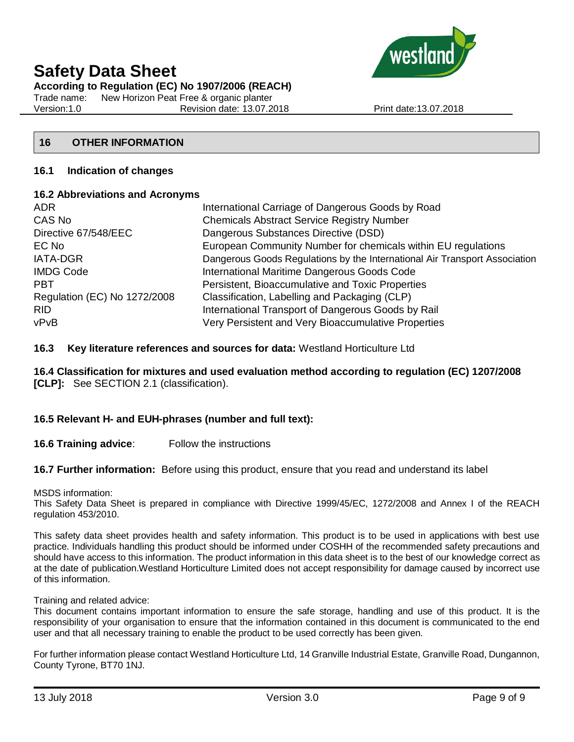## 16 OTHER INFORMATION

### 16.1 Indication of changes

### 16.2 Abbreviations and Acronyms

| | |
|---|---|
| ADR | International Carriage of Dangerous Goods by Road |
| CAS No | Chemicals Abstract Service Registry Number |
| Directive 67/548/EEC | Dangerous Substances Directive (DSD) |
| EC No | European Community Number for chemicals within EU regulations |
| IATA-DGR | Dangerous Goods Regulations by the International Air Transport Association |
| IMDG Code | International Maritime Dangerous Goods Code |
| PBT | Persistent, Bioaccumulative and Toxic Properties |
| Regulation (EC) No 1272/2008 | Classification, Labelling and Packaging (CLP) |
| RID | International Transport of Dangerous Goods by Rail |
| vPvB | Very Persistent and Very Bioaccumulative Properties |

**16.3 Key literature references and sources for data:** Westland Horticulture Ltd

**16.4 Classification for mixtures and used evaluation method according to regulation (EC) 1207/2008 [CLP]:** See SECTION 2.1 (classification).

**16.5 Relevant H- and EUH-phrases (number and full text):**

**16.6 Training advice**: Follow the instructions

**16.7 Further information:** Before using this product, ensure that you read and understand its label

MSDS information:
This Safety Data Sheet is prepared in compliance with Directive 1999/45/EC, 1272/2008 and Annex I of the REACH regulation 453/2010.

This safety data sheet provides health and safety information. This product is to be used in applications with best use practice. Individuals handling this product should be informed under COSHH of the recommended safety precautions and should have access to this information. The product information in this data sheet is to the best of our knowledge correct as at the date of publication.Westland Horticulture Limited does not accept responsibility for damage caused by incorrect use of this information.

Training and related advice:
This document contains important information to ensure the safe storage, handling and use of this product. It is the responsibility of your organisation to ensure that the information contained in this document is communicated to the end user and that all necessary training to enable the product to be used correctly has been given.

For further information please contact Westland Horticulture Ltd, 14 Granville Industrial Estate, Granville Road, Dungannon, County Tyrone, BT70 1NJ.